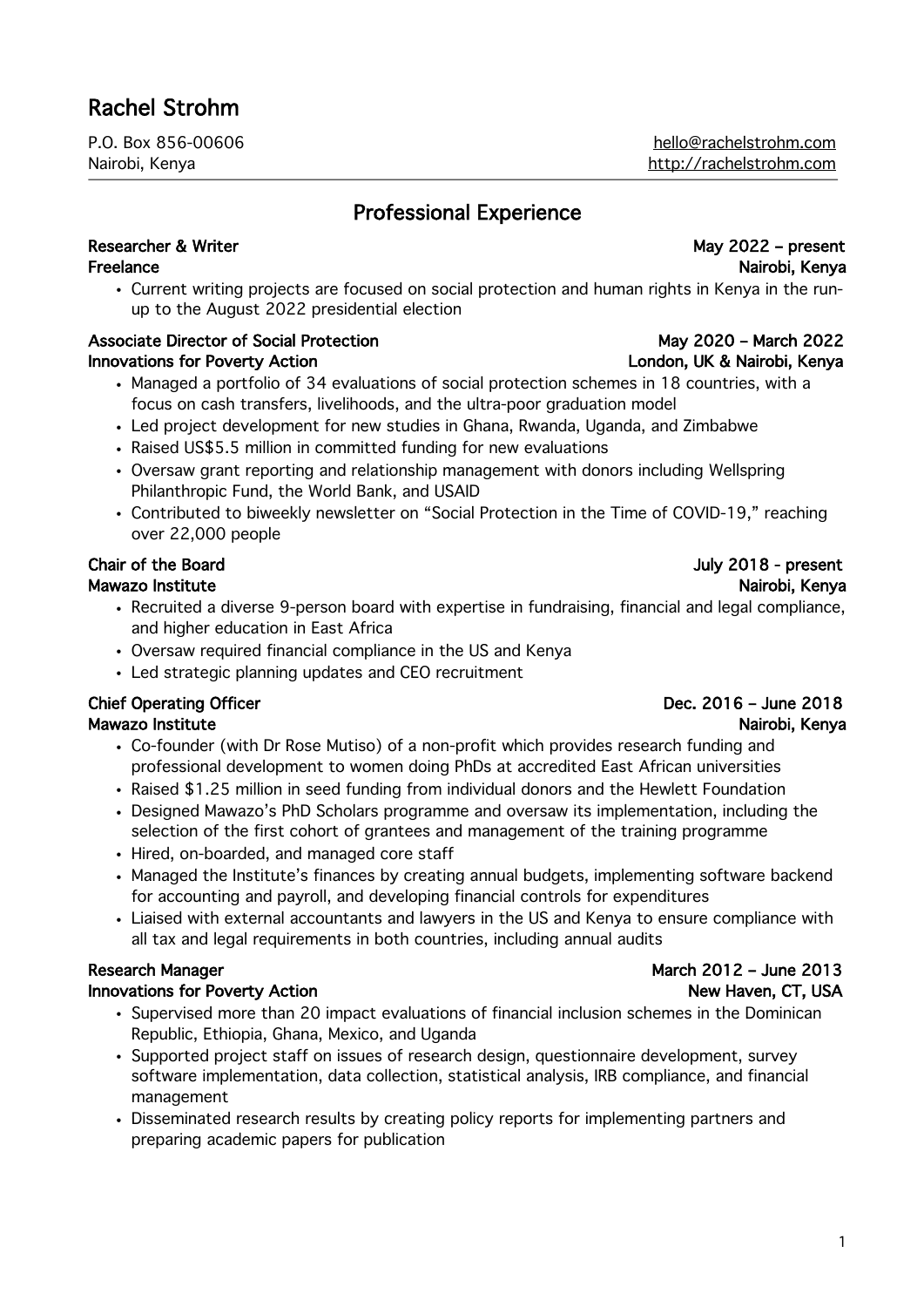# Rachel Strohm

P.O. Box 856-00606
Nairobi, Kenya

hello@rachelstrohm.com
http://rachelstrohm.com

## Professional Experience

**Researcher & Writer** — May 2022 – present
**Freelance** — Nairobi, Kenya

- Current writing projects are focused on social protection and human rights in Kenya in the run-up to the August 2022 presidential election

**Associate Director of Social Protection** — May 2020 – March 2022
**Innovations for Poverty Action** — London, UK & Nairobi, Kenya

- Managed a portfolio of 34 evaluations of social protection schemes in 18 countries, with a focus on cash transfers, livelihoods, and the ultra-poor graduation model
- Led project development for new studies in Ghana, Rwanda, Uganda, and Zimbabwe
- Raised US$5.5 million in committed funding for new evaluations
- Oversaw grant reporting and relationship management with donors including Wellspring Philanthropic Fund, the World Bank, and USAID
- Contributed to biweekly newsletter on "Social Protection in the Time of COVID-19," reaching over 22,000 people

**Chair of the Board** — July 2018 - present
**Mawazo Institute** — Nairobi, Kenya

- Recruited a diverse 9-person board with expertise in fundraising, financial and legal compliance, and higher education in East Africa
- Oversaw required financial compliance in the US and Kenya
- Led strategic planning updates and CEO recruitment

**Chief Operating Officer** — Dec. 2016 – June 2018
**Mawazo Institute** — Nairobi, Kenya

- Co-founder (with Dr Rose Mutiso) of a non-profit which provides research funding and professional development to women doing PhDs at accredited East African universities
- Raised $1.25 million in seed funding from individual donors and the Hewlett Foundation
- Designed Mawazo's PhD Scholars programme and oversaw its implementation, including the selection of the first cohort of grantees and management of the training programme
- Hired, on-boarded, and managed core staff
- Managed the Institute's finances by creating annual budgets, implementing software backend for accounting and payroll, and developing financial controls for expenditures
- Liaised with external accountants and lawyers in the US and Kenya to ensure compliance with all tax and legal requirements in both countries, including annual audits

**Research Manager** — March 2012 – June 2013
**Innovations for Poverty Action** — New Haven, CT, USA

- Supervised more than 20 impact evaluations of financial inclusion schemes in the Dominican Republic, Ethiopia, Ghana, Mexico, and Uganda
- Supported project staff on issues of research design, questionnaire development, survey software implementation, data collection, statistical analysis, IRB compliance, and financial management
- Disseminated research results by creating policy reports for implementing partners and preparing academic papers for publication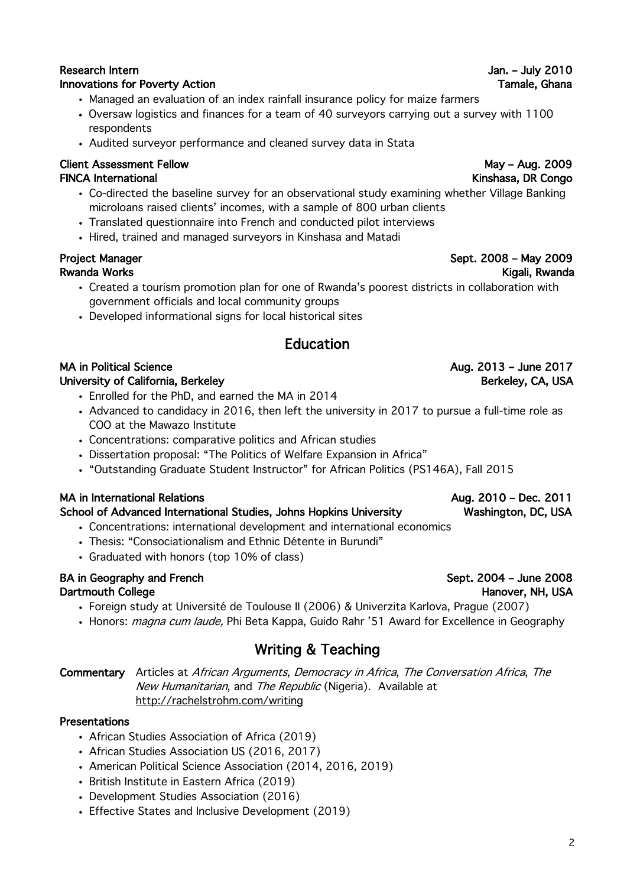**Research Intern** — Jan. – July 2010
**Innovations for Poverty Action** — Tamale, Ghana

- Managed an evaluation of an index rainfall insurance policy for maize farmers
- Oversaw logistics and finances for a team of 40 surveyors carrying out a survey with 1100 respondents
- Audited surveyor performance and cleaned survey data in Stata

**Client Assessment Fellow** — May – Aug. 2009
**FINCA International** — Kinshasa, DR Congo

- Co-directed the baseline survey for an observational study examining whether Village Banking microloans raised clients' incomes, with a sample of 800 urban clients
- Translated questionnaire into French and conducted pilot interviews
- Hired, trained and managed surveyors in Kinshasa and Matadi

**Project Manager** — Sept. 2008 – May 2009
**Rwanda Works** — Kigali, Rwanda

- Created a tourism promotion plan for one of Rwanda's poorest districts in collaboration with government officials and local community groups
- Developed informational signs for local historical sites

## Education

**MA in Political Science** — Aug. 2013 – June 2017
**University of California, Berkeley** — Berkeley, CA, USA

- Enrolled for the PhD, and earned the MA in 2014
- Advanced to candidacy in 2016, then left the university in 2017 to pursue a full-time role as COO at the Mawazo Institute
- Concentrations: comparative politics and African studies
- Dissertation proposal: "The Politics of Welfare Expansion in Africa"
- "Outstanding Graduate Student Instructor" for African Politics (PS146A), Fall 2015

**MA in International Relations** — Aug. 2010 – Dec. 2011
**School of Advanced International Studies, Johns Hopkins University** — Washington, DC, USA

- Concentrations: international development and international economics
- Thesis: "Consociationalism and Ethnic Détente in Burundi"
- Graduated with honors (top 10% of class)

**BA in Geography and French** — Sept. 2004 – June 2008
**Dartmouth College** — Hanover, NH, USA

- Foreign study at Université de Toulouse II (2006) & Univerzita Karlova, Prague (2007)
- Honors: *magna cum laude,* Phi Beta Kappa, Guido Rahr '51 Award for Excellence in Geography

## Writing & Teaching

**Commentary** Articles at *African Arguments*, *Democracy in Africa*, *The Conversation Africa*, *The New Humanitarian*, and *The Republic* (Nigeria). Available at http://rachelstrohm.com/writing

**Presentations**

- African Studies Association of Africa (2019)
- African Studies Association US (2016, 2017)
- American Political Science Association (2014, 2016, 2019)
- British Institute in Eastern Africa (2019)
- Development Studies Association (2016)
- Effective States and Inclusive Development (2019)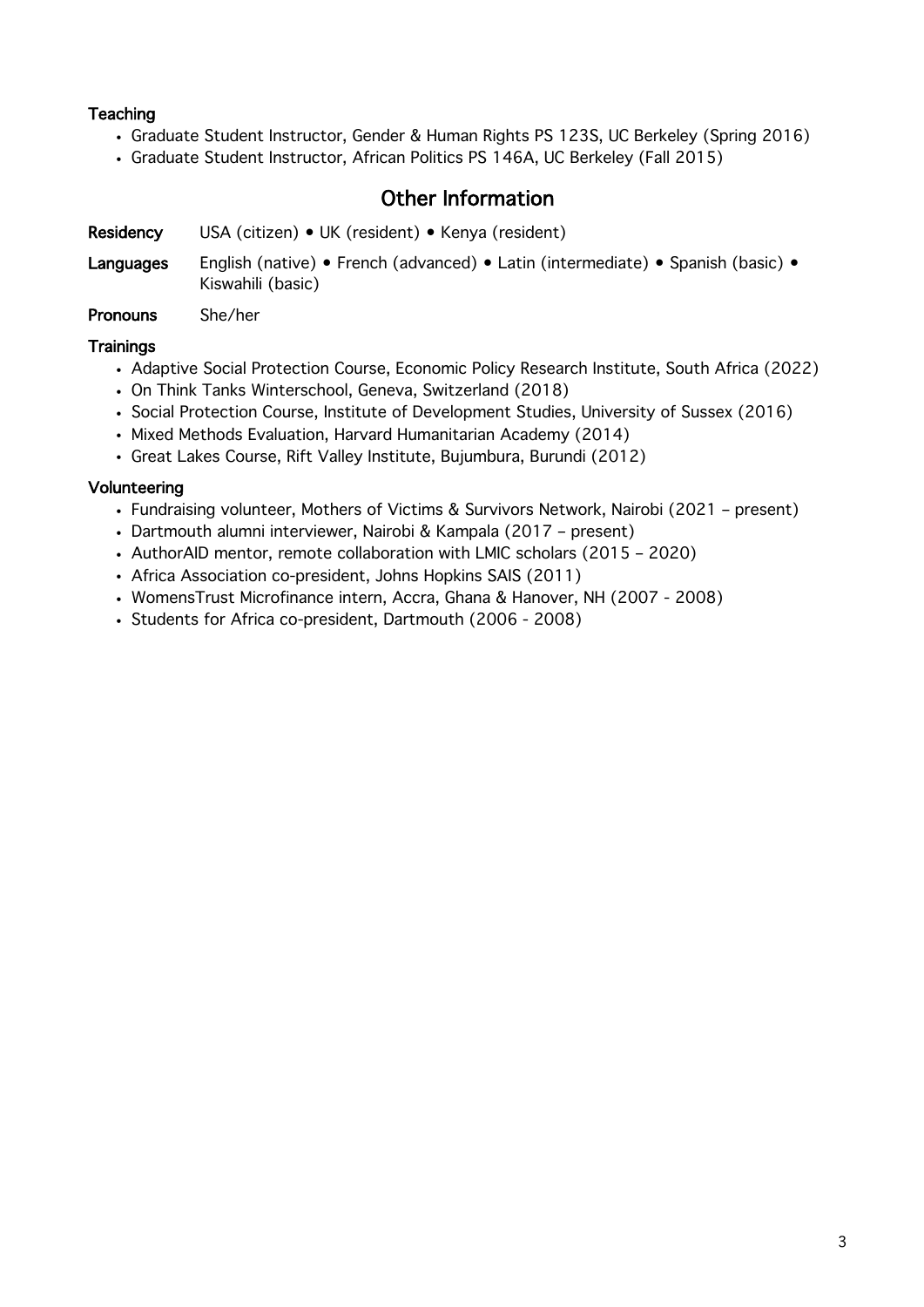### Teaching

- Graduate Student Instructor, Gender & Human Rights PS 123S, UC Berkeley (Spring 2016)
- Graduate Student Instructor, African Politics PS 146A, UC Berkeley (Fall 2015)

## Other Information

**Residency** USA (citizen) • UK (resident) • Kenya (resident)

**Languages** English (native) • French (advanced) • Latin (intermediate) • Spanish (basic) • Kiswahili (basic)

**Pronouns** She/her

### Trainings

- Adaptive Social Protection Course, Economic Policy Research Institute, South Africa (2022)
- On Think Tanks Winterschool, Geneva, Switzerland (2018)
- Social Protection Course, Institute of Development Studies, University of Sussex (2016)
- Mixed Methods Evaluation, Harvard Humanitarian Academy (2014)
- Great Lakes Course, Rift Valley Institute, Bujumbura, Burundi (2012)

### Volunteering

- Fundraising volunteer, Mothers of Victims & Survivors Network, Nairobi (2021 – present)
- Dartmouth alumni interviewer, Nairobi & Kampala (2017 – present)
- AuthorAID mentor, remote collaboration with LMIC scholars (2015 – 2020)
- Africa Association co-president, Johns Hopkins SAIS (2011)
- WomensTrust Microfinance intern, Accra, Ghana & Hanover, NH (2007 - 2008)
- Students for Africa co-president, Dartmouth (2006 - 2008)